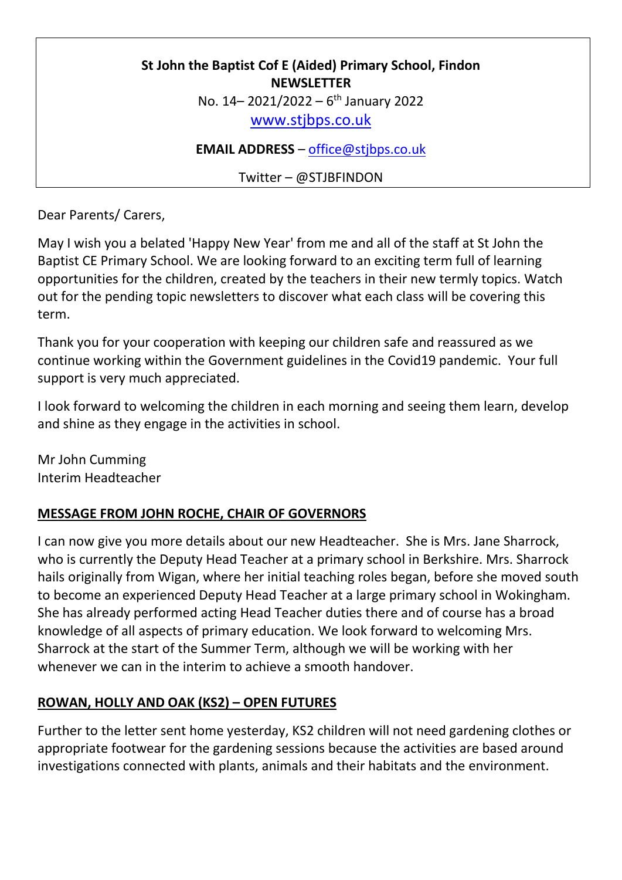**St John the Baptist Cof E (Aided) Primary School, Findon**
**NEWSLETTER**
No. 14– 2021/2022 – 6th January 2022
[www.stjbps.co.uk](http://www.stjbps.co.uk)

**EMAIL ADDRESS** – [office@stjbps.co.uk](mailto:office@stjbps.co.uk)

Twitter – @STJBFINDON

Dear Parents/ Carers,

May I wish you a belated 'Happy New Year' from me and all of the staff at St John the Baptist CE Primary School. We are looking forward to an exciting term full of learning opportunities for the children, created by the teachers in their new termly topics. Watch out for the pending topic newsletters to discover what each class will be covering this term.

Thank you for your cooperation with keeping our children safe and reassured as we continue working within the Government guidelines in the Covid19 pandemic. Your full support is very much appreciated.

I look forward to welcoming the children in each morning and seeing them learn, develop and shine as they engage in the activities in school.

Mr John Cumming
Interim Headteacher

## MESSAGE FROM JOHN ROCHE, CHAIR OF GOVERNORS

I can now give you more details about our new Headteacher. She is Mrs. Jane Sharrock, who is currently the Deputy Head Teacher at a primary school in Berkshire. Mrs. Sharrock hails originally from Wigan, where her initial teaching roles began, before she moved south to become an experienced Deputy Head Teacher at a large primary school in Wokingham. She has already performed acting Head Teacher duties there and of course has a broad knowledge of all aspects of primary education. We look forward to welcoming Mrs. Sharrock at the start of the Summer Term, although we will be working with her whenever we can in the interim to achieve a smooth handover.

## ROWAN, HOLLY AND OAK (KS2) – OPEN FUTURES

Further to the letter sent home yesterday, KS2 children will not need gardening clothes or appropriate footwear for the gardening sessions because the activities are based around investigations connected with plants, animals and their habitats and the environment.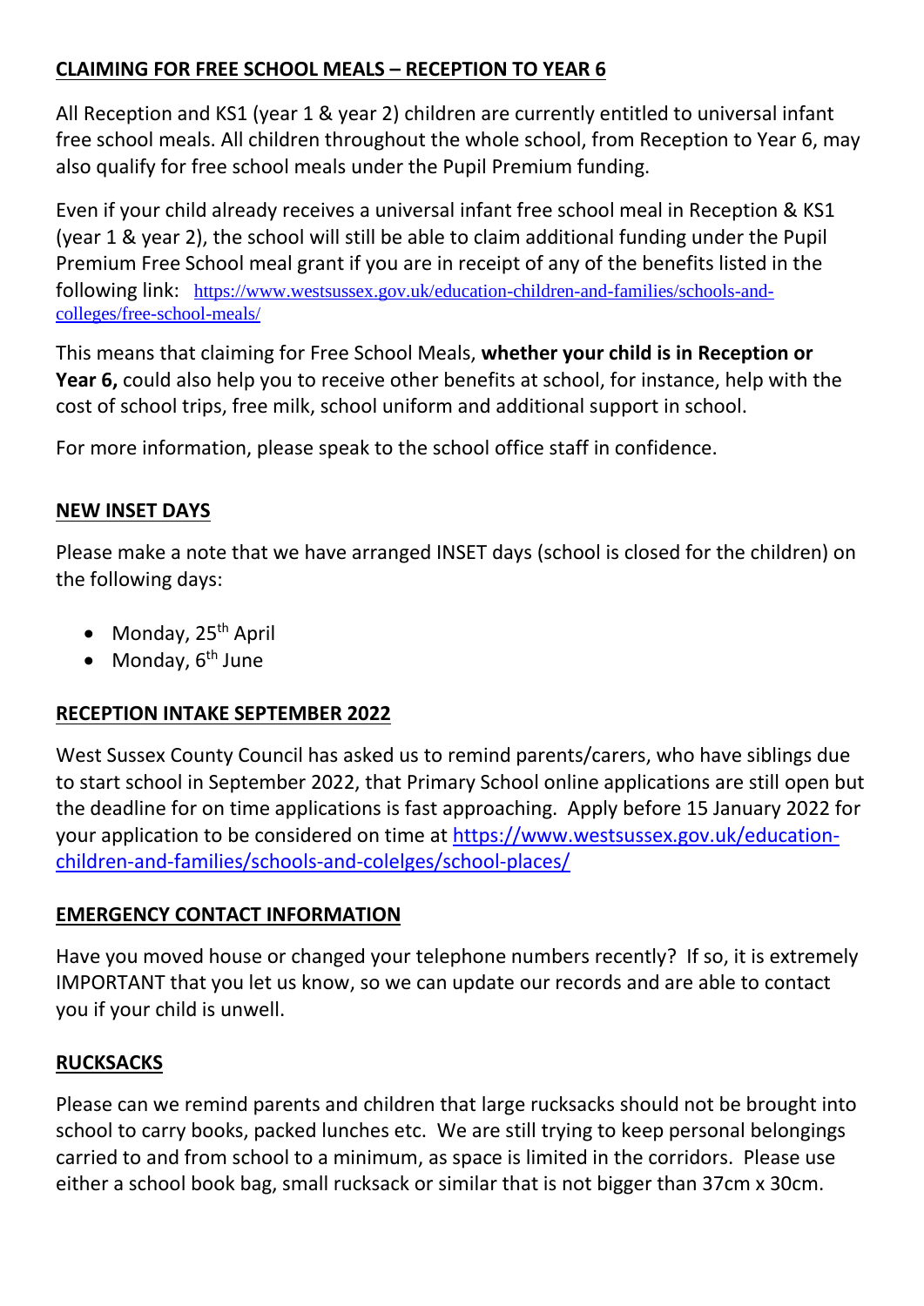## CLAIMING FOR FREE SCHOOL MEALS – RECEPTION TO YEAR 6

All Reception and KS1 (year 1 & year 2) children are currently entitled to universal infant free school meals. All children throughout the whole school, from Reception to Year 6, may also qualify for free school meals under the Pupil Premium funding.

Even if your child already receives a universal infant free school meal in Reception & KS1 (year 1 & year 2), the school will still be able to claim additional funding under the Pupil Premium Free School meal grant if you are in receipt of any of the benefits listed in the following link: https://www.westsussex.gov.uk/education-children-and-families/schools-and-colleges/free-school-meals/

This means that claiming for Free School Meals, **whether your child is in Reception or Year 6,** could also help you to receive other benefits at school, for instance, help with the cost of school trips, free milk, school uniform and additional support in school.

For more information, please speak to the school office staff in confidence.

## NEW INSET DAYS

Please make a note that we have arranged INSET days (school is closed for the children) on the following days:

- Monday, 25th April
- Monday, 6th June

## RECEPTION INTAKE SEPTEMBER 2022

West Sussex County Council has asked us to remind parents/carers, who have siblings due to start school in September 2022, that Primary School online applications are still open but the deadline for on time applications is fast approaching. Apply before 15 January 2022 for your application to be considered on time at https://www.westsussex.gov.uk/education-children-and-families/schools-and-colelges/school-places/

## EMERGENCY CONTACT INFORMATION

Have you moved house or changed your telephone numbers recently? If so, it is extremely IMPORTANT that you let us know, so we can update our records and are able to contact you if your child is unwell.

## RUCKSACKS

Please can we remind parents and children that large rucksacks should not be brought into school to carry books, packed lunches etc. We are still trying to keep personal belongings carried to and from school to a minimum, as space is limited in the corridors. Please use either a school book bag, small rucksack or similar that is not bigger than 37cm x 30cm.